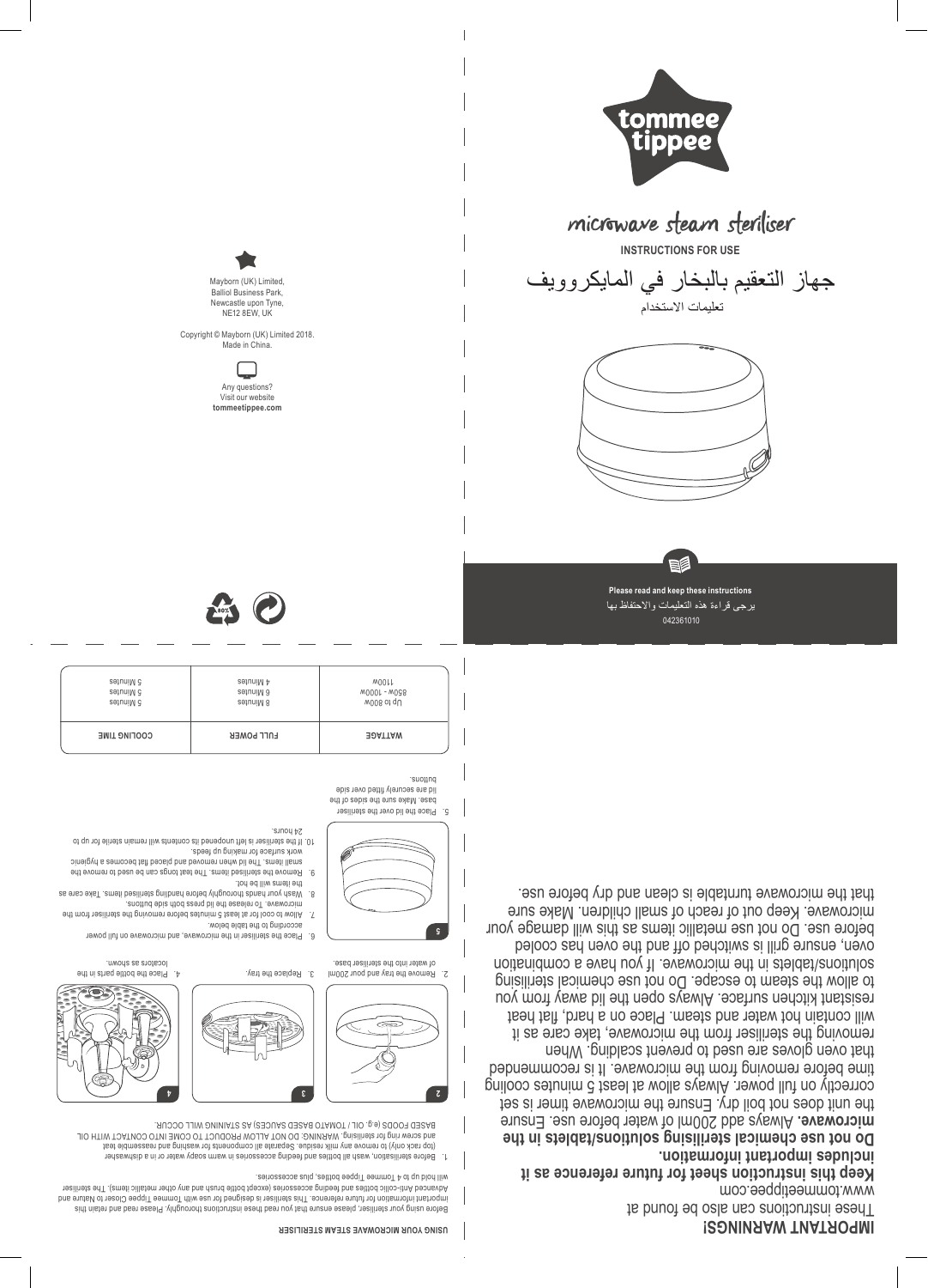# microwave steam steriliser

**INSTRUCTIONS FOR USE**

جهاز التعقيم بالبخار في المايكروويف

تعليمات الاستخدام

**Please read and keep these instructions**

يرجى قراءة هذه التعليمات والاحتفاظ بها

042361010

Mayborn (UK) Limited,
Balliol Business Park,
Newcastle upon Tyne,
NE12 8EW, UK

Copyright © Mayborn (UK) Limited 2018.
Made in China.

Any questions?
Visit our website
**tommeetippee.com**

## IMPORTANT WARNINGS!

These instructions can also be found at www.tommeetippee.com

**Keep this instruction sheet for future reference as it includes important information.**

**Do not use chemical sterilising solutions/tablets in the microwave.** Always add 200ml of water before use. Ensure the unit does not boil dry. Ensure the microwave timer is set correctly on full power. Always allow at least 5 minutes cooling time before removing from the microwave. It is recommended that oven gloves are used to prevent scalding. When removing the steriliser from the microwave, take care as it will contain hot water and steam. Place on a hard, flat heat resistant kitchen surface. Always open the lid away from you to allow the steam to escape. Do not use chemical sterilising solutions/tablets in the microwave. If you have a combination oven, ensure grill is switched off and the oven has cooled before use. Do not use metallic items as this will damage your microwave. Keep out of reach of small children. Make sure that the microwave turntable is clean and dry before use.

## USING YOUR MICROWAVE STEAM STERILISER

Before using your steriliser, please ensure that you read these instructions thoroughly. Please read and retain this important information for future reference. This steriliser is designed for use with Tommee Tippee Closer to Nature and Advanced Anti-colic bottles and feeding accessories (except bottle brush and any other metallic items). The steriliser will hold up to 4 Tommee Tippee bottles, plus accessories.

1. Before sterilisation, wash all bottles and feeding accessories in warm soapy water or in a dishwasher (top rack only) to remove any milk residue. Separate all components for washing and reassemble teat and screw ring for sterilising. WARNING: DO NOT ALLOW PRODUCT TO COME INTO CONTACT WITH OIL BASED FOODS (e.g. OIL / TOMATO BASED SAUCES) AS STAINING WILL OCCUR.
2. Remove the tray and pour 200ml of water into the steriliser base.
3. Replace the tray.
4. Place the bottle parts in the locators as shown.
5. Place the lid over the steriliser base. Make sure the sides of the lid are securely fitted over side buttons.
6. Place the steriliser in the microwave, and microwave on full power according to the table below.
7. Allow to cool for at least 5 minutes before removing the steriliser from the microwave. To release the lid press both side buttons.
8. Wash your hands thoroughly before handling sterilised items. Take care as the items will be hot.
9. Remove the sterilised items. The teat tongs can be used to remove the small items. The lid when removed and placed flat becomes a hygienic work surface for making up feeds.
10. If the steriliser is left unopened its contents will remain sterile for up to 24 hours.

| WATTAGE | FULL POWER | COOLING TIME |
| --- | --- | --- |
| Up to 800W | 8 Minutes | 5 Minutes |
| 850W - 1000W | 6 Minutes | 5 Minutes |
| 1100W | 4 Minutes | 5 Minutes |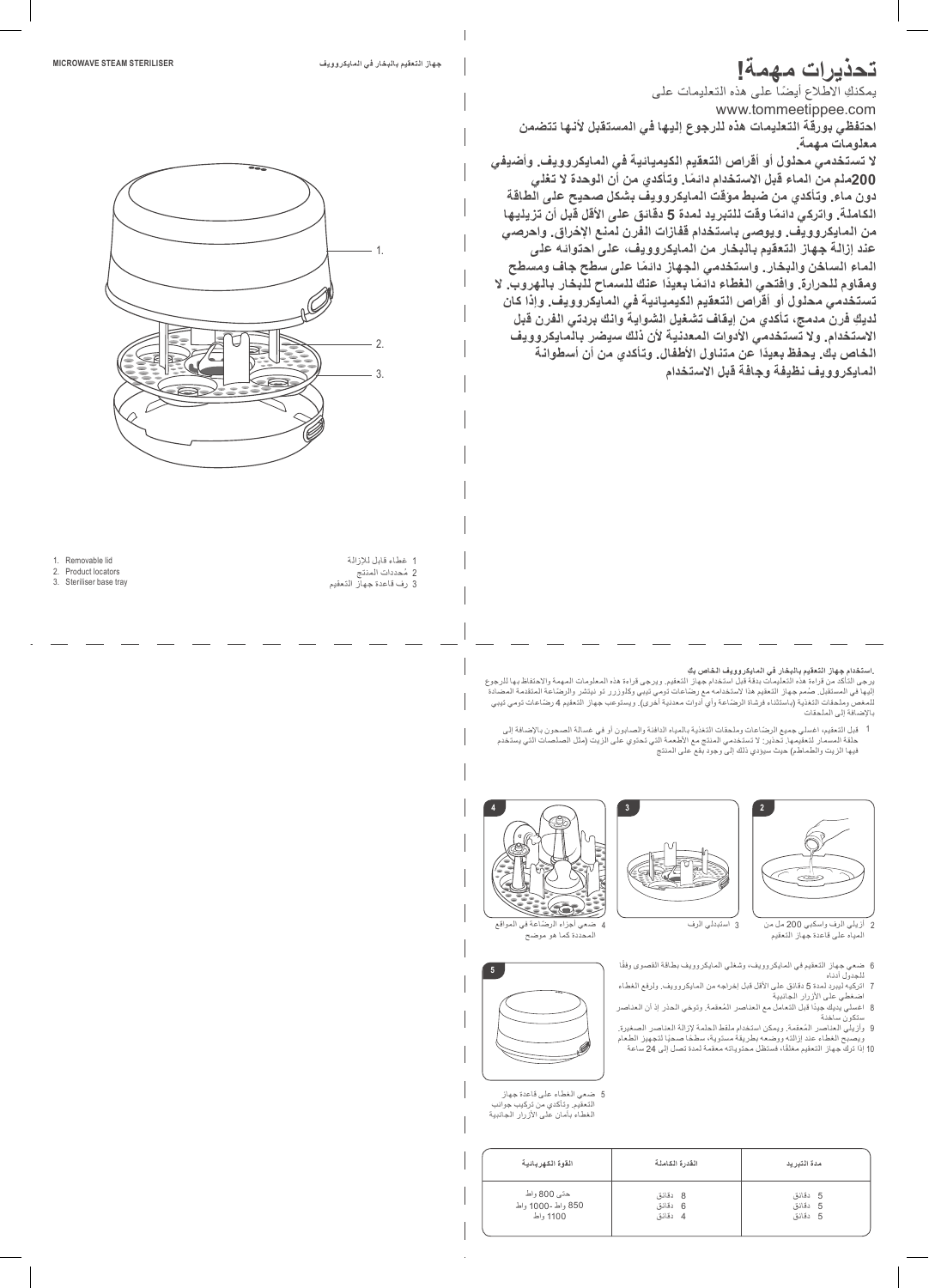MICROWAVE STEAM STERILISER

جهاز التعقيم بالبخار في المايكروويف

1. Removable lid
2. Product locators
3. Steriliser base tray

1 غطاء قابل للإزالة
2 مُحددات المنتج
3 رف قاعدة جهاز التعقيم

# تحذيرات مهمة!

يمكنكِ الاطلاع أيضًا على هذه التعليمات على
www.tommeetippee.com

**احتفظي بورقة التعليمات هذه للرجوع إليها في المستقبل لأنها تتضمن معلومات مهمة.**

**لا تستخدمي محلول أو أقراص التعقيم الكيميائية في المايكروويف. وأضيفي 200ملم من الماء قبل الاستخدام دائمًا. وتأكدي من أن الوحدة لا تغلي دون ماء. وتأكدي من ضبط موقت المايكروويف بشكل صحيح على الطاقة الكاملة. واتركي دائمًا وقت للتبريد لمدة 5 دقائق على الأقل قبل أن تزيليها من المايكروويف. ويوصى باستخدام قفازات الفرن لمنع الإحراق. واحرصي عند إزالة جهاز التعقيم بالبخار من المايكروويف، على احتوائه على الماء الساخن والبخار. واستخدمي الجهاز دائمًا على سطح جاف ومسطح ومقاوم للحرارة. وافتحي الغطاء دائمًا بعيدًا عنك للسماح للبخار بالهروب. لا تستخدمي محلول أو أقراص التعقيم الكيميائية في المايكروويف. وإذا كان لديك فرن مدمج، تأكدي من إيقاف تشغيل الشواية وانك بردتي الفرن قبل الاستخدام. ولا تستخدمي الأدوات المعدنية لأن ذلك سيضر بالمايكروويف الخاص بك. يحفظ بعيدًا عن متناول الأطفال. وتأكدي من أن أسطوانة المايكروويف نظيفة وجافة قبل الاستخدام**

**استخدام جهاز التعقيم بالبخار في المايكروويف الخاص بك**

يرجى التأكد من قراءة هذه التعليمات بدقة قبل استخدام جهاز التعقيم. ويرجى قراءة هذه المعلومات المهمة والاحتفاظ بها للرجوع إليها في المستقبل. صُمم جهاز التعقيم هذا لاستخدامه مع رضّاعات تومي تيبي وكلوزرر تو نيتشر والرضّاعة المتقدمة المضادة للمغص وملحقات التغذية (باستثناء فرشاة الرضّاعة وأي أدوات معدنية أخرى). ويستوعب جهاز التعقيم 4 رضّاعات تومي تيبي بالإضافة إلى الملحقات

1 قبل التعقيم، اغسلي جميع الرضّاعات وملحقات التغذية بالمياه الدافئة والصابون أو في غسالة الصحون بالإضافة إلى حلقة المسمار لتعقيمها. تحذير: لا تستخدمي المنتج مع الأطعمة التي تحتوي على الزيت (مثل الصلصات التي يستخدم فيها الزيت والطماطم) حيث سيؤدي ذلك إلى وجود بقع على المنتج

2 أزيلي الرف واسكبي 200 مل من المياه على قاعدة جهاز التعقيم

3 استبدلي الرف

4 ضعي أجزاء الرضّاعة في المواقع المحددة كما هو موضح

5 ضعي الغطاء على قاعدة جهاز التعقيم. وتأكدي من تركيب جوانب الغطاء بأمان على الأزرار الجانبية

6 ضعي جهاز التعقيم في المايكروويف، وشغلي المايكروويف بطاقة القصوى وفقًا للجدول أدناه

7 اتركيه ليبرد لمدة 5 دقائق على الأقل قبل إخراجه من المايكروويف. ولرفع الغطاء اضغطي على الأزرار الجانبية

8 اغسلي يديك جيدًا قبل التعامل مع العناصر المُعقمة. وتوخي الحذر إذ أن العناصر ستكون ساخنة

9 وأزيلي العناصر المُعقمة. ويمكن استخدام ملقط الحلمة لإزالة العناصر الصغيرة. ويصبح الغطاء عند إزالته ووضعه بطريقة مستوية، سطحًا صحيًا لتجهيز الطعام

10 إذا ترك جهاز التعقيم مغلقًا، فستظل محتوياته معقمة لمدة تصل إلى 24 ساعة

| القوة الكهربائية | القدرة الكاملة | مدة التبريد |
| --- | --- | --- |
| حتى 800 واط<br>850 واط-1000 واط<br>1100 واط | 8 دقائق<br>6 دقائق<br>4 دقائق | 5 دقائق<br>5 دقائق<br>5 دقائق |